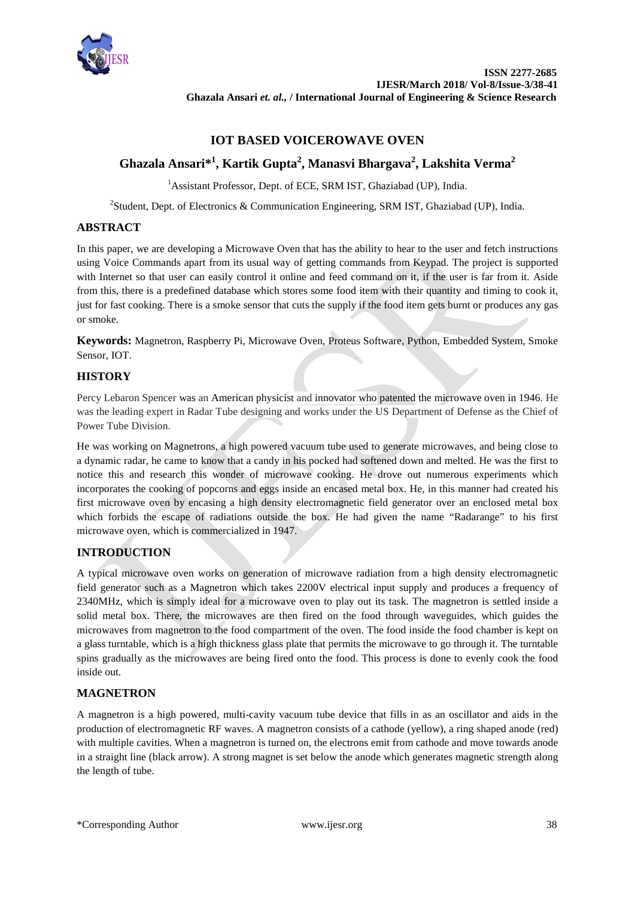# IOT BASED VOICEROWAVE OVEN

## Ghazala Ansari*[1], Kartik Gupta[2], Manasvi Bhargava[2], Lakshita Verma[2]

[1]Assistant Professor, Dept. of ECE, SRM IST, Ghaziabad (UP), India.

[2]Student, Dept. of Electronics & Communication Engineering, SRM IST, Ghaziabad (UP), India.

## ABSTRACT

In this paper, we are developing a Microwave Oven that has the ability to hear to the user and fetch instructions using Voice Commands apart from its usual way of getting commands from Keypad. The project is supported with Internet so that user can easily control it online and feed command on it, if the user is far from it. Aside from this, there is a predefined database which stores some food item with their quantity and timing to cook it, just for fast cooking. There is a smoke sensor that cuts the supply if the food item gets burnt or produces any gas or smoke.

**Keywords:** Magnetron, Raspberry Pi, Microwave Oven, Proteus Software, Python, Embedded System, Smoke Sensor, IOT.

## HISTORY

Percy Lebaron Spencer was an American physicist and innovator who patented the microwave oven in 1946. He was the leading expert in Radar Tube designing and works under the US Department of Defense as the Chief of Power Tube Division.

He was working on Magnetrons, a high powered vacuum tube used to generate microwaves, and being close to a dynamic radar, he came to know that a candy in his pocked had softened down and melted. He was the first to notice this and research this wonder of microwave cooking. He drove out numerous experiments which incorporates the cooking of popcorns and eggs inside an encased metal box. He, in this manner had created his first microwave oven by encasing a high density electromagnetic field generator over an enclosed metal box which forbids the escape of radiations outside the box. He had given the name "Radarange" to his first microwave oven, which is commercialized in 1947.

## INTRODUCTION

A typical microwave oven works on generation of microwave radiation from a high density electromagnetic field generator such as a Magnetron which takes 2200V electrical input supply and produces a frequency of 2340MHz, which is simply ideal for a microwave oven to play out its task. The magnetron is settled inside a solid metal box. There, the microwaves are then fired on the food through waveguides, which guides the microwaves from magnetron to the food compartment of the oven. The food inside the food chamber is kept on a glass turntable, which is a high thickness glass plate that permits the microwave to go through it. The turntable spins gradually as the microwaves are being fired onto the food. This process is done to evenly cook the food inside out.

## MAGNETRON

A magnetron is a high powered, multi-cavity vacuum tube device that fills in as an oscillator and aids in the production of electromagnetic RF waves. A magnetron consists of a cathode (yellow), a ring shaped anode (red) with multiple cavities. When a magnetron is turned on, the electrons emit from cathode and move towards anode in a straight line (black arrow). A strong magnet is set below the anode which generates magnetic strength along the length of tube.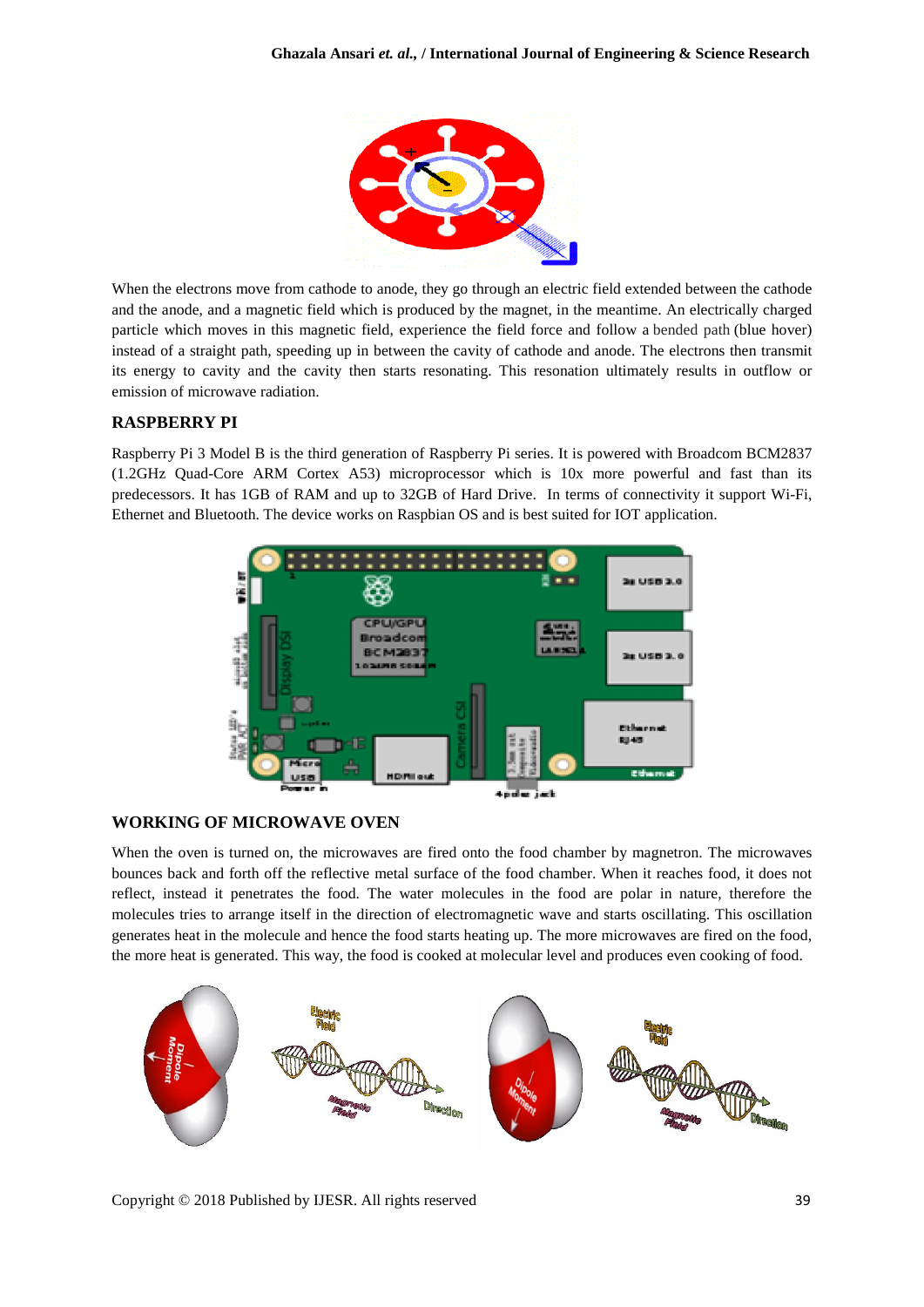When the electrons move from cathode to anode, they go through an electric field extended between the cathode and the anode, and a magnetic field which is produced by the magnet, in the meantime. An electrically charged particle which moves in this magnetic field, experience the field force and follow a bended path (blue hover) instead of a straight path, speeding up in between the cavity of cathode and anode. The electrons then transmit its energy to cavity and the cavity then starts resonating. This resonation ultimately results in outflow or emission of microwave radiation.

## RASPBERRY PI

Raspberry Pi 3 Model B is the third generation of Raspberry Pi series. It is powered with Broadcom BCM2837 (1.2GHz Quad-Core ARM Cortex A53) microprocessor which is 10x more powerful and fast than its predecessors. It has 1GB of RAM and up to 32GB of Hard Drive. In terms of connectivity it support Wi-Fi, Ethernet and Bluetooth. The device works on Raspbian OS and is best suited for IOT application.

## WORKING OF MICROWAVE OVEN

When the oven is turned on, the microwaves are fired onto the food chamber by magnetron. The microwaves bounces back and forth off the reflective metal surface of the food chamber. When it reaches food, it does not reflect, instead it penetrates the food. The water molecules in the food are polar in nature, therefore the molecules tries to arrange itself in the direction of electromagnetic wave and starts oscillating. This oscillation generates heat in the molecule and hence the food starts heating up. The more microwaves are fired on the food, the more heat is generated. This way, the food is cooked at molecular level and produces even cooking of food.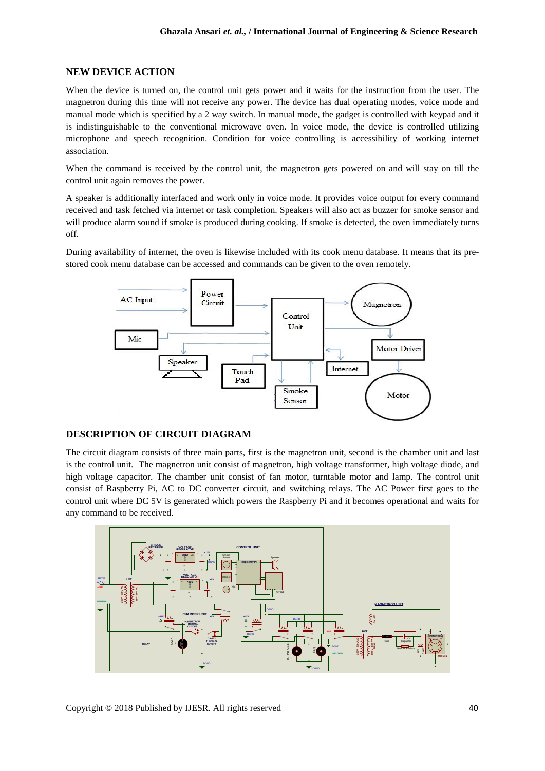## NEW DEVICE ACTION

When the device is turned on, the control unit gets power and it waits for the instruction from the user. The magnetron during this time will not receive any power. The device has dual operating modes, voice mode and manual mode which is specified by a 2 way switch. In manual mode, the gadget is controlled with keypad and it is indistinguishable to the conventional microwave oven. In voice mode, the device is controlled utilizing microphone and speech recognition. Condition for voice controlling is accessibility of working internet association.

When the command is received by the control unit, the magnetron gets powered on and will stay on till the control unit again removes the power.

A speaker is additionally interfaced and work only in voice mode. It provides voice output for every command received and task fetched via internet or task completion. Speakers will also act as buzzer for smoke sensor and will produce alarm sound if smoke is produced during cooking. If smoke is detected, the oven immediately turns off.

During availability of internet, the oven is likewise included with its cook menu database. It means that its pre-stored cook menu database can be accessed and commands can be given to the oven remotely.

## DESCRIPTION OF CIRCUIT DIAGRAM

The circuit diagram consists of three main parts, first is the magnetron unit, second is the chamber unit and last is the control unit. The magnetron unit consist of magnetron, high voltage transformer, high voltage diode, and high voltage capacitor. The chamber unit consist of fan motor, turntable motor and lamp. The control unit consist of Raspberry Pi, AC to DC converter circuit, and switching relays. The AC Power first goes to the control unit where DC 5V is generated which powers the Raspberry Pi and it becomes operational and waits for any command to be received.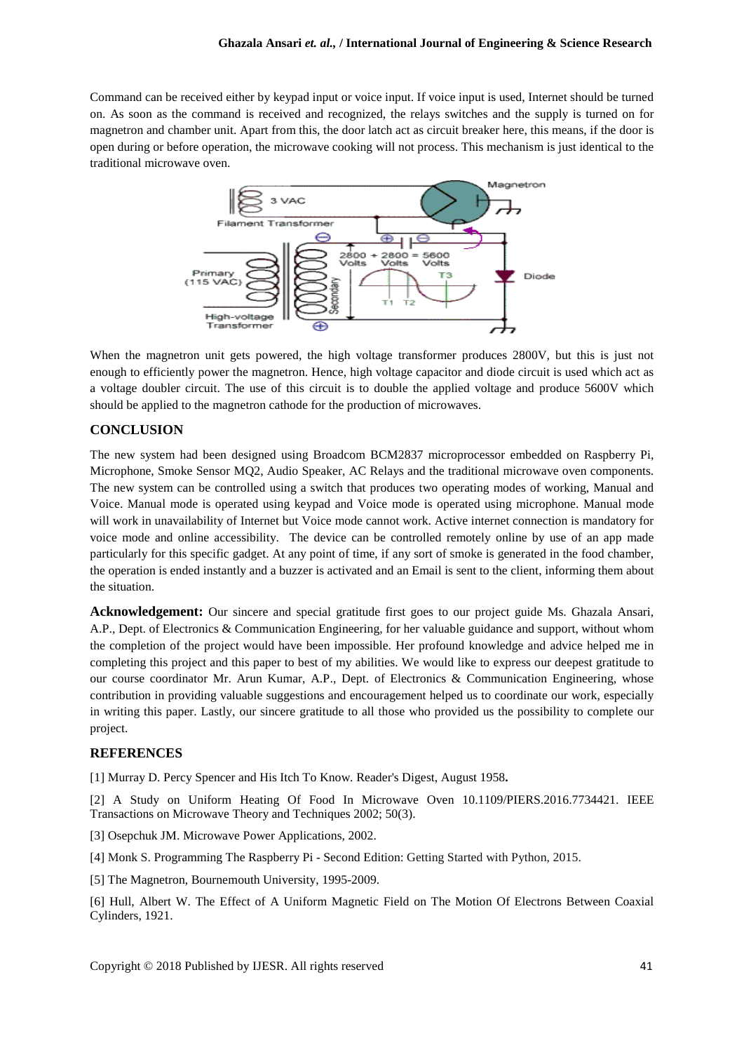Command can be received either by keypad input or voice input. If voice input is used, Internet should be turned on. As soon as the command is received and recognized, the relays switches and the supply is turned on for magnetron and chamber unit. Apart from this, the door latch act as circuit breaker here, this means, if the door is open during or before operation, the microwave cooking will not process. This mechanism is just identical to the traditional microwave oven.

Magnetron
3 VAC
Filament Transformer
2800 + 2800 = 5600
Volts Volts Volts
T3
Diode
Primary
(115 VAC)
Secondary
T1 T2
High-voltage
Transformer

When the magnetron unit gets powered, the high voltage transformer produces 2800V, but this is just not enough to efficiently power the magnetron. Hence, high voltage capacitor and diode circuit is used which act as a voltage doubler circuit. The use of this circuit is to double the applied voltage and produce 5600V which should be applied to the magnetron cathode for the production of microwaves.

## CONCLUSION

The new system had been designed using Broadcom BCM2837 microprocessor embedded on Raspberry Pi, Microphone, Smoke Sensor MQ2, Audio Speaker, AC Relays and the traditional microwave oven components. The new system can be controlled using a switch that produces two operating modes of working, Manual and Voice. Manual mode is operated using keypad and Voice mode is operated using microphone. Manual mode will work in unavailability of Internet but Voice mode cannot work. Active internet connection is mandatory for voice mode and online accessibility. The device can be controlled remotely online by use of an app made particularly for this specific gadget. At any point of time, if any sort of smoke is generated in the food chamber, the operation is ended instantly and a buzzer is activated and an Email is sent to the client, informing them about the situation.

**Acknowledgement:** Our sincere and special gratitude first goes to our project guide Ms. Ghazala Ansari, A.P., Dept. of Electronics & Communication Engineering, for her valuable guidance and support, without whom the completion of the project would have been impossible. Her profound knowledge and advice helped me in completing this project and this paper to best of my abilities. We would like to express our deepest gratitude to our course coordinator Mr. Arun Kumar, A.P., Dept. of Electronics & Communication Engineering, whose contribution in providing valuable suggestions and encouragement helped us to coordinate our work, especially in writing this paper. Lastly, our sincere gratitude to all those who provided us the possibility to complete our project.

## REFERENCES

[1] Murray D. Percy Spencer and His Itch To Know. Reader's Digest, August 1958**.**

[2] A Study on Uniform Heating Of Food In Microwave Oven 10.1109/PIERS.2016.7734421. IEEE Transactions on Microwave Theory and Techniques 2002; 50(3).

[3] Osepchuk JM. Microwave Power Applications, 2002.

[4] Monk S. Programming The Raspberry Pi - Second Edition: Getting Started with Python, 2015.

[5] The Magnetron, Bournemouth University, 1995-2009.

[6] Hull, Albert W. The Effect of A Uniform Magnetic Field on The Motion Of Electrons Between Coaxial Cylinders, 1921.